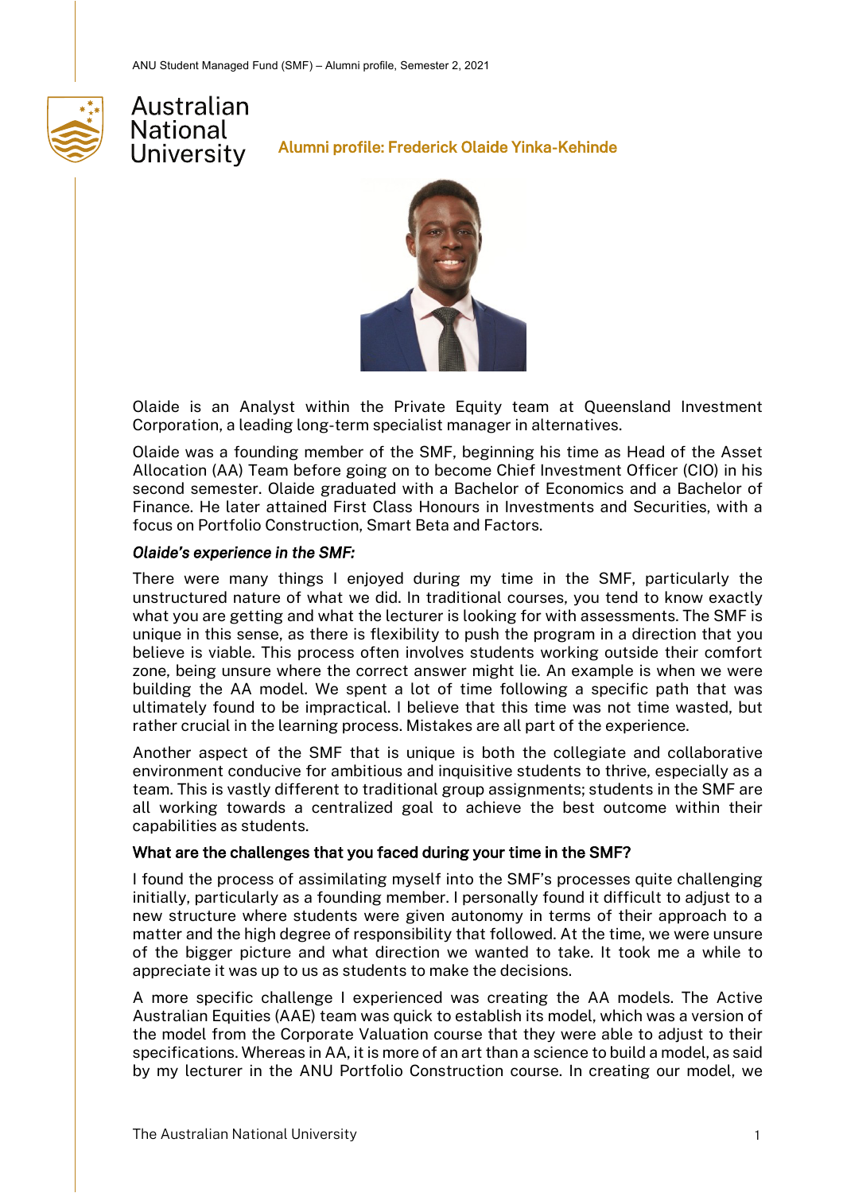# Alumni profile: Frederick Olaide Yinka-Kehinde

Olaide is an Analyst within the Private Equity team at Queensland Investment Corporation, a leading long-term specialist manager in alternatives.

Olaide was a founding member of the SMF, beginning his time as Head of the Asset Allocation (AA) Team before going on to become Chief Investment Officer (CIO) in his second semester. Olaide graduated with a Bachelor of Economics and a Bachelor of Finance. He later attained First Class Honours in Investments and Securities, with a focus on Portfolio Construction, Smart Beta and Factors.

### *Olaide's experience in the SMF:*

There were many things I enjoyed during my time in the SMF, particularly the unstructured nature of what we did. In traditional courses, you tend to know exactly what you are getting and what the lecturer is looking for with assessments. The SMF is unique in this sense, as there is flexibility to push the program in a direction that you believe is viable. This process often involves students working outside their comfort zone, being unsure where the correct answer might lie. An example is when we were building the AA model. We spent a lot of time following a specific path that was ultimately found to be impractical. I believe that this time was not time wasted, but rather crucial in the learning process. Mistakes are all part of the experience.

Another aspect of the SMF that is unique is both the collegiate and collaborative environment conducive for ambitious and inquisitive students to thrive, especially as a team. This is vastly different to traditional group assignments; students in the SMF are all working towards a centralized goal to achieve the best outcome within their capabilities as students.

### What are the challenges that you faced during your time in the SMF?

I found the process of assimilating myself into the SMF's processes quite challenging initially, particularly as a founding member. I personally found it difficult to adjust to a new structure where students were given autonomy in terms of their approach to a matter and the high degree of responsibility that followed. At the time, we were unsure of the bigger picture and what direction we wanted to take. It took me a while to appreciate it was up to us as students to make the decisions.

A more specific challenge I experienced was creating the AA models. The Active Australian Equities (AAE) team was quick to establish its model, which was a version of the model from the Corporate Valuation course that they were able to adjust to their specifications. Whereas in AA, it is more of an art than a science to build a model, as said by my lecturer in the ANU Portfolio Construction course. In creating our model, we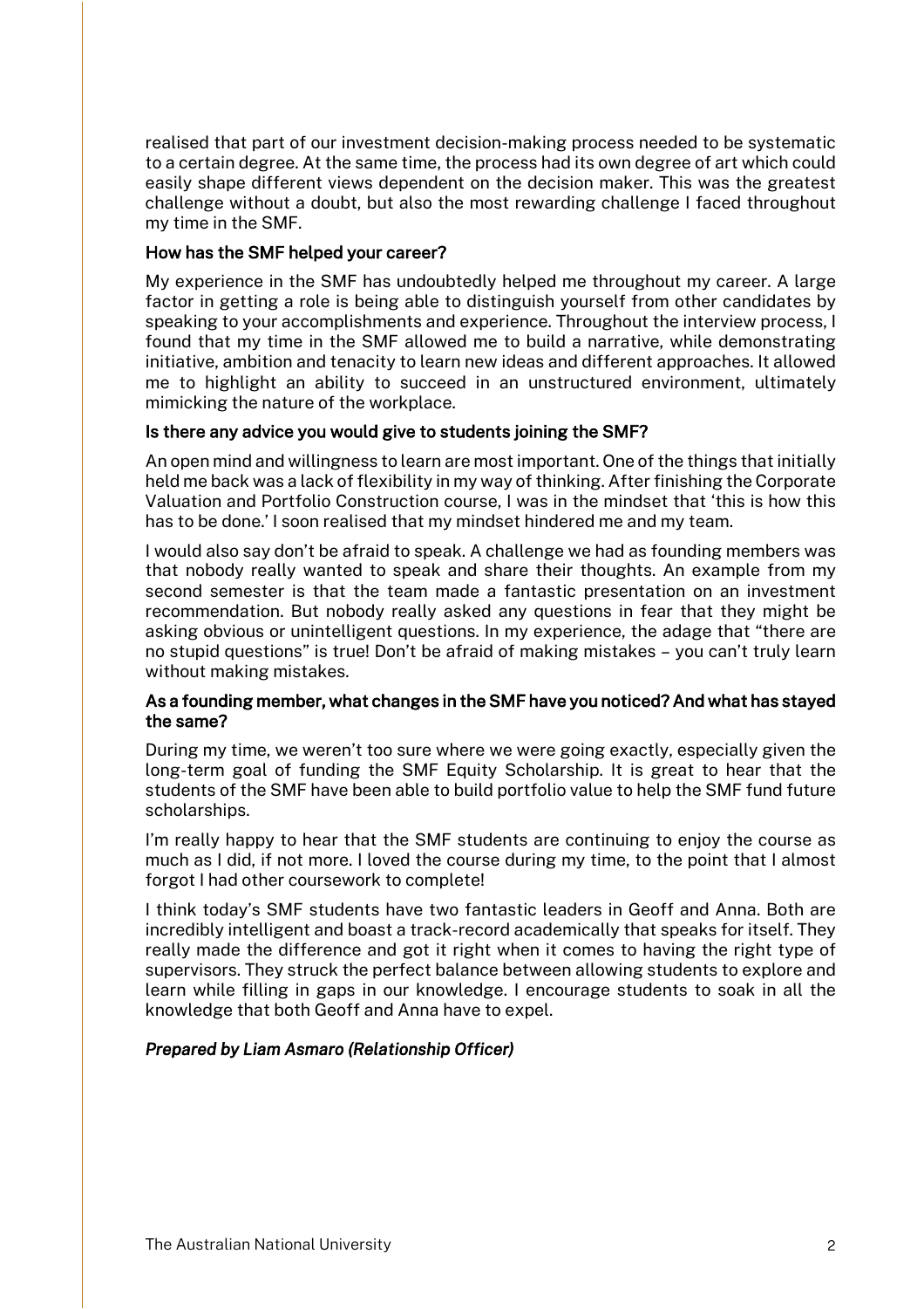realised that part of our investment decision-making process needed to be systematic to a certain degree. At the same time, the process had its own degree of art which could easily shape different views dependent on the decision maker. This was the greatest challenge without a doubt, but also the most rewarding challenge I faced throughout my time in the SMF.

### How has the SMF helped your career?

My experience in the SMF has undoubtedly helped me throughout my career. A large factor in getting a role is being able to distinguish yourself from other candidates by speaking to your accomplishments and experience. Throughout the interview process, I found that my time in the SMF allowed me to build a narrative, while demonstrating initiative, ambition and tenacity to learn new ideas and different approaches. It allowed me to highlight an ability to succeed in an unstructured environment, ultimately mimicking the nature of the workplace.

### Is there any advice you would give to students joining the SMF?

An open mind and willingness to learn are most important. One of the things that initially held me back was a lack of flexibility in my way of thinking. After finishing the Corporate Valuation and Portfolio Construction course, I was in the mindset that 'this is how this has to be done.' I soon realised that my mindset hindered me and my team.

I would also say don't be afraid to speak. A challenge we had as founding members was that nobody really wanted to speak and share their thoughts. An example from my second semester is that the team made a fantastic presentation on an investment recommendation. But nobody really asked any questions in fear that they might be asking obvious or unintelligent questions. In my experience, the adage that "there are no stupid questions" is true! Don't be afraid of making mistakes – you can't truly learn without making mistakes.

### As a founding member, what changes in the SMF have you noticed? And what has stayed the same?

During my time, we weren't too sure where we were going exactly, especially given the long-term goal of funding the SMF Equity Scholarship. It is great to hear that the students of the SMF have been able to build portfolio value to help the SMF fund future scholarships.

I'm really happy to hear that the SMF students are continuing to enjoy the course as much as I did, if not more. I loved the course during my time, to the point that I almost forgot I had other coursework to complete!

I think today's SMF students have two fantastic leaders in Geoff and Anna. Both are incredibly intelligent and boast a track-record academically that speaks for itself. They really made the difference and got it right when it comes to having the right type of supervisors. They struck the perfect balance between allowing students to explore and learn while filling in gaps in our knowledge. I encourage students to soak in all the knowledge that both Geoff and Anna have to expel.

***Prepared by Liam Asmaro (Relationship Officer)***